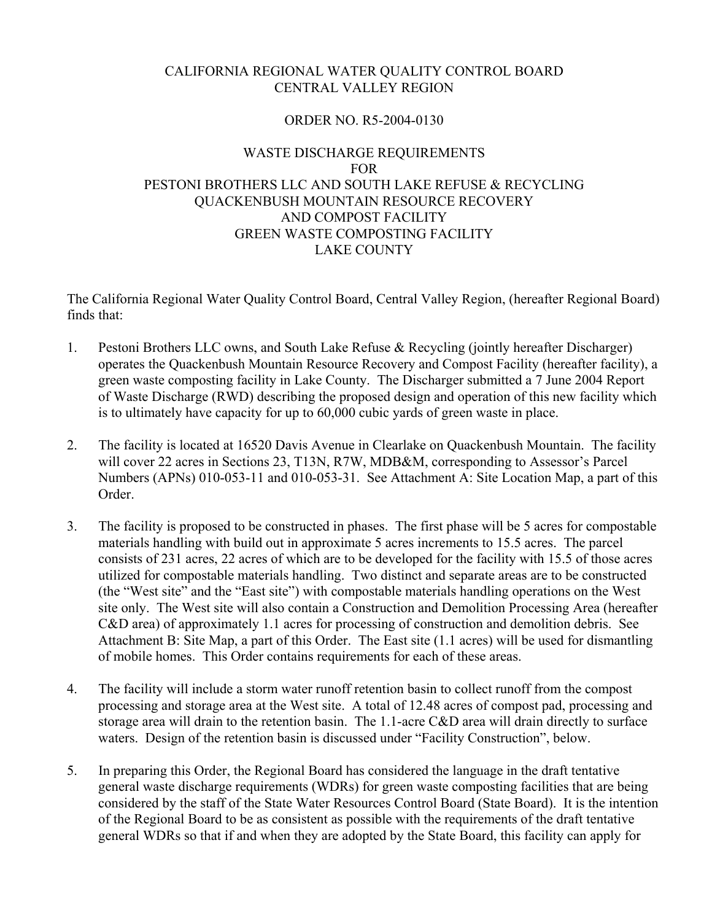CALIFORNIA REGIONAL WATER QUALITY CONTROL BOARD
CENTRAL VALLEY REGION

ORDER NO. R5-2004-0130

WASTE DISCHARGE REQUIREMENTS
FOR
PESTONI BROTHERS LLC AND SOUTH LAKE REFUSE & RECYCLING
QUACKENBUSH MOUNTAIN RESOURCE RECOVERY
AND COMPOST FACILITY
GREEN WASTE COMPOSTING FACILITY
LAKE COUNTY

The California Regional Water Quality Control Board, Central Valley Region, (hereafter Regional Board) finds that:

1. Pestoni Brothers LLC owns, and South Lake Refuse & Recycling (jointly hereafter Discharger) operates the Quackenbush Mountain Resource Recovery and Compost Facility (hereafter facility), a green waste composting facility in Lake County. The Discharger submitted a 7 June 2004 Report of Waste Discharge (RWD) describing the proposed design and operation of this new facility which is to ultimately have capacity for up to 60,000 cubic yards of green waste in place.

2. The facility is located at 16520 Davis Avenue in Clearlake on Quackenbush Mountain. The facility will cover 22 acres in Sections 23, T13N, R7W, MDB&M, corresponding to Assessor's Parcel Numbers (APNs) 010-053-11 and 010-053-31. See Attachment A: Site Location Map, a part of this Order.

3. The facility is proposed to be constructed in phases. The first phase will be 5 acres for compostable materials handling with build out in approximate 5 acres increments to 15.5 acres. The parcel consists of 231 acres, 22 acres of which are to be developed for the facility with 15.5 of those acres utilized for compostable materials handling. Two distinct and separate areas are to be constructed (the "West site" and the "East site") with compostable materials handling operations on the West site only. The West site will also contain a Construction and Demolition Processing Area (hereafter C&D area) of approximately 1.1 acres for processing of construction and demolition debris. See Attachment B: Site Map, a part of this Order. The East site (1.1 acres) will be used for dismantling of mobile homes. This Order contains requirements for each of these areas.

4. The facility will include a storm water runoff retention basin to collect runoff from the compost processing and storage area at the West site. A total of 12.48 acres of compost pad, processing and storage area will drain to the retention basin. The 1.1-acre C&D area will drain directly to surface waters. Design of the retention basin is discussed under "Facility Construction", below.

5. In preparing this Order, the Regional Board has considered the language in the draft tentative general waste discharge requirements (WDRs) for green waste composting facilities that are being considered by the staff of the State Water Resources Control Board (State Board). It is the intention of the Regional Board to be as consistent as possible with the requirements of the draft tentative general WDRs so that if and when they are adopted by the State Board, this facility can apply for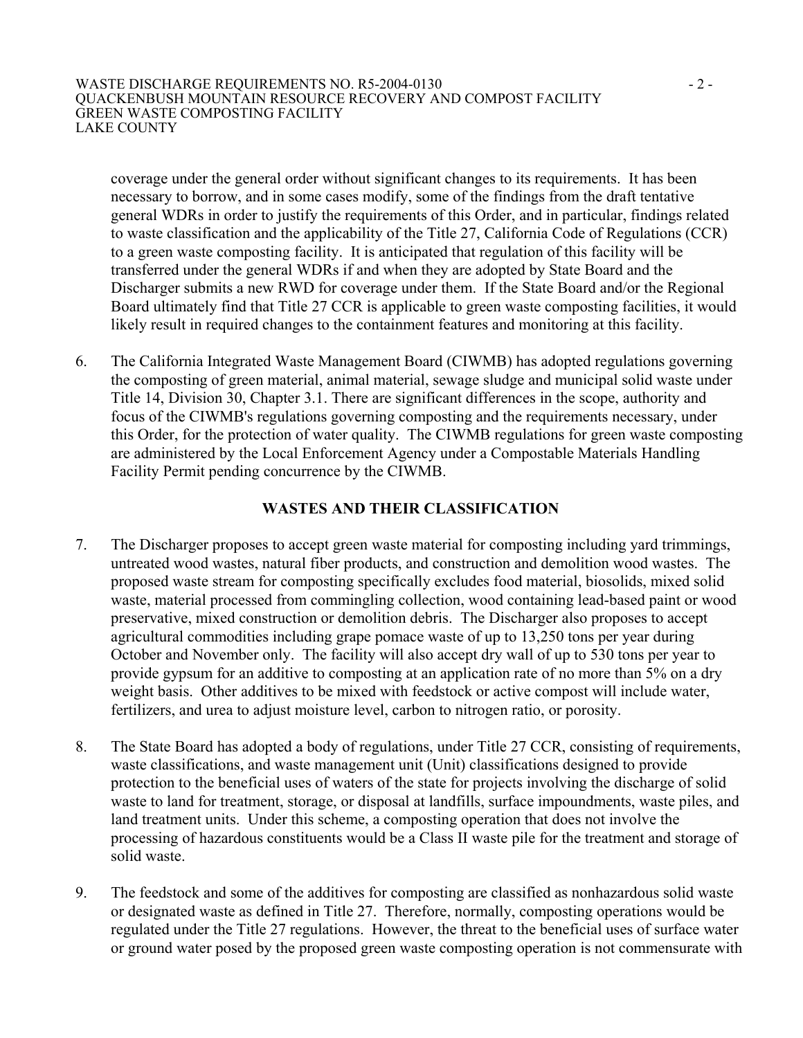coverage under the general order without significant changes to its requirements. It has been necessary to borrow, and in some cases modify, some of the findings from the draft tentative general WDRs in order to justify the requirements of this Order, and in particular, findings related to waste classification and the applicability of the Title 27, California Code of Regulations (CCR) to a green waste composting facility. It is anticipated that regulation of this facility will be transferred under the general WDRs if and when they are adopted by State Board and the Discharger submits a new RWD for coverage under them. If the State Board and/or the Regional Board ultimately find that Title 27 CCR is applicable to green waste composting facilities, it would likely result in required changes to the containment features and monitoring at this facility.

6. The California Integrated Waste Management Board (CIWMB) has adopted regulations governing the composting of green material, animal material, sewage sludge and municipal solid waste under Title 14, Division 30, Chapter 3.1. There are significant differences in the scope, authority and focus of the CIWMB's regulations governing composting and the requirements necessary, under this Order, for the protection of water quality. The CIWMB regulations for green waste composting are administered by the Local Enforcement Agency under a Compostable Materials Handling Facility Permit pending concurrence by the CIWMB.

## WASTES AND THEIR CLASSIFICATION

7. The Discharger proposes to accept green waste material for composting including yard trimmings, untreated wood wastes, natural fiber products, and construction and demolition wood wastes. The proposed waste stream for composting specifically excludes food material, biosolids, mixed solid waste, material processed from commingling collection, wood containing lead-based paint or wood preservative, mixed construction or demolition debris. The Discharger also proposes to accept agricultural commodities including grape pomace waste of up to 13,250 tons per year during October and November only. The facility will also accept dry wall of up to 530 tons per year to provide gypsum for an additive to composting at an application rate of no more than 5% on a dry weight basis. Other additives to be mixed with feedstock or active compost will include water, fertilizers, and urea to adjust moisture level, carbon to nitrogen ratio, or porosity.

8. The State Board has adopted a body of regulations, under Title 27 CCR, consisting of requirements, waste classifications, and waste management unit (Unit) classifications designed to provide protection to the beneficial uses of waters of the state for projects involving the discharge of solid waste to land for treatment, storage, or disposal at landfills, surface impoundments, waste piles, and land treatment units. Under this scheme, a composting operation that does not involve the processing of hazardous constituents would be a Class II waste pile for the treatment and storage of solid waste.

9. The feedstock and some of the additives for composting are classified as nonhazardous solid waste or designated waste as defined in Title 27. Therefore, normally, composting operations would be regulated under the Title 27 regulations. However, the threat to the beneficial uses of surface water or ground water posed by the proposed green waste composting operation is not commensurate with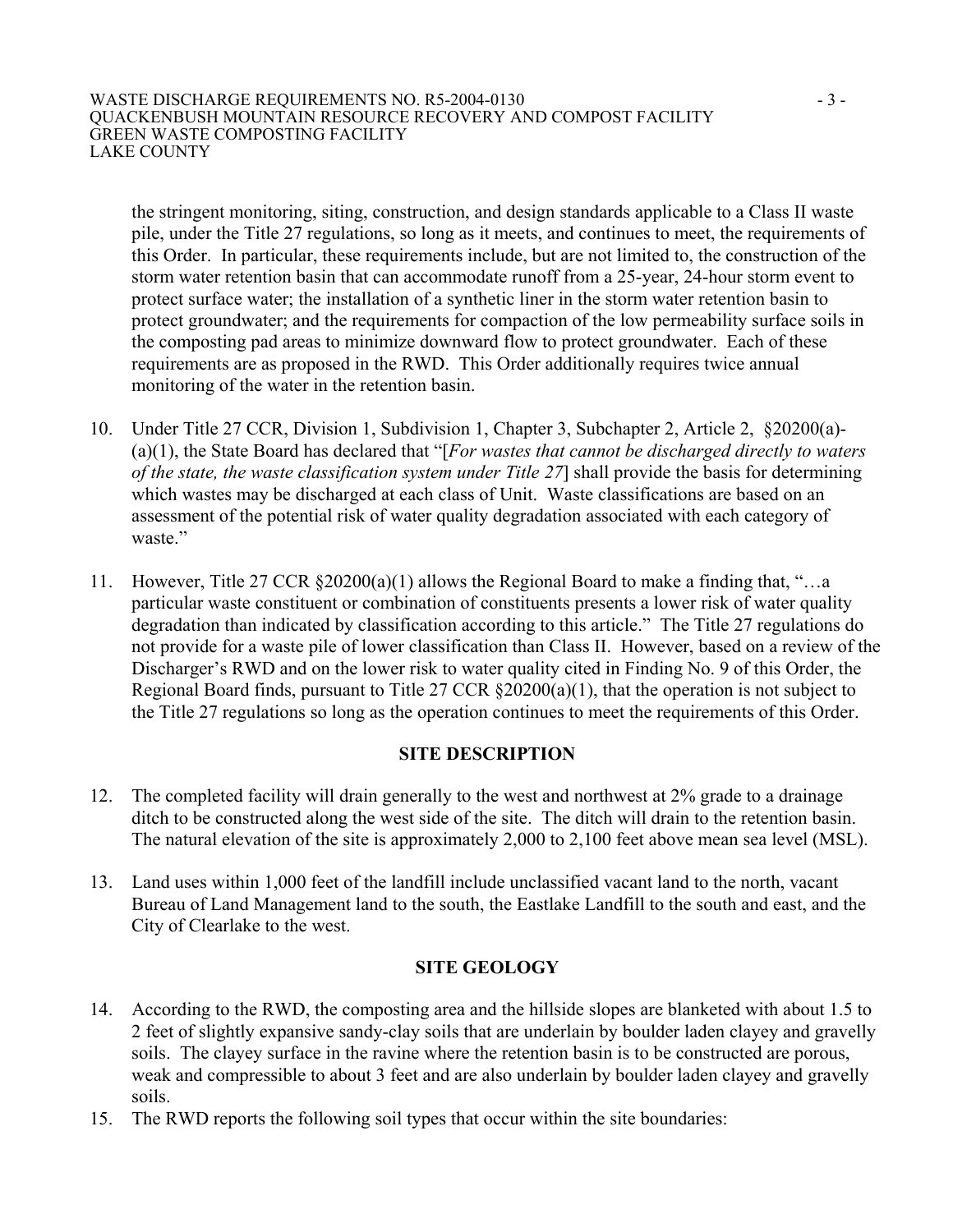the stringent monitoring, siting, construction, and design standards applicable to a Class II waste pile, under the Title 27 regulations, so long as it meets, and continues to meet, the requirements of this Order. In particular, these requirements include, but are not limited to, the construction of the storm water retention basin that can accommodate runoff from a 25-year, 24-hour storm event to protect surface water; the installation of a synthetic liner in the storm water retention basin to protect groundwater; and the requirements for compaction of the low permeability surface soils in the composting pad areas to minimize downward flow to protect groundwater. Each of these requirements are as proposed in the RWD. This Order additionally requires twice annual monitoring of the water in the retention basin.

10. Under Title 27 CCR, Division 1, Subdivision 1, Chapter 3, Subchapter 2, Article 2, §20200(a)-(a)(1), the State Board has declared that "[*For wastes that cannot be discharged directly to waters of the state, the waste classification system under Title 27*] shall provide the basis for determining which wastes may be discharged at each class of Unit. Waste classifications are based on an assessment of the potential risk of water quality degradation associated with each category of waste."

11. However, Title 27 CCR §20200(a)(1) allows the Regional Board to make a finding that, "…a particular waste constituent or combination of constituents presents a lower risk of water quality degradation than indicated by classification according to this article." The Title 27 regulations do not provide for a waste pile of lower classification than Class II. However, based on a review of the Discharger's RWD and on the lower risk to water quality cited in Finding No. 9 of this Order, the Regional Board finds, pursuant to Title 27 CCR §20200(a)(1), that the operation is not subject to the Title 27 regulations so long as the operation continues to meet the requirements of this Order.

## SITE DESCRIPTION

12. The completed facility will drain generally to the west and northwest at 2% grade to a drainage ditch to be constructed along the west side of the site. The ditch will drain to the retention basin. The natural elevation of the site is approximately 2,000 to 2,100 feet above mean sea level (MSL).

13. Land uses within 1,000 feet of the landfill include unclassified vacant land to the north, vacant Bureau of Land Management land to the south, the Eastlake Landfill to the south and east, and the City of Clearlake to the west.

## SITE GEOLOGY

14. According to the RWD, the composting area and the hillside slopes are blanketed with about 1.5 to 2 feet of slightly expansive sandy-clay soils that are underlain by boulder laden clayey and gravelly soils. The clayey surface in the ravine where the retention basin is to be constructed are porous, weak and compressible to about 3 feet and are also underlain by boulder laden clayey and gravelly soils.

15. The RWD reports the following soil types that occur within the site boundaries: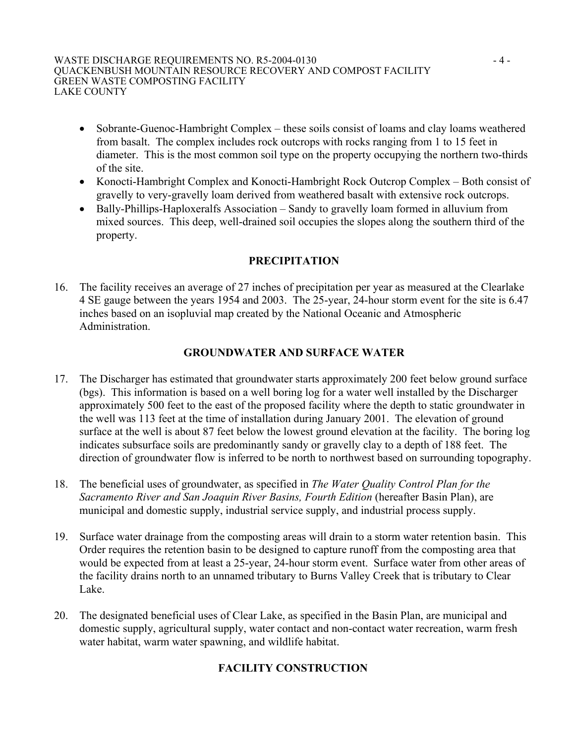- Sobrante-Guenoc-Hambright Complex – these soils consist of loams and clay loams weathered from basalt. The complex includes rock outcrops with rocks ranging from 1 to 15 feet in diameter. This is the most common soil type on the property occupying the northern two-thirds of the site.
- Konocti-Hambright Complex and Konocti-Hambright Rock Outcrop Complex – Both consist of gravelly to very-gravelly loam derived from weathered basalt with extensive rock outcrops.
- Bally-Phillips-Haploxeralfs Association – Sandy to gravelly loam formed in alluvium from mixed sources. This deep, well-drained soil occupies the slopes along the southern third of the property.

## PRECIPITATION

16. The facility receives an average of 27 inches of precipitation per year as measured at the Clearlake 4 SE gauge between the years 1954 and 2003. The 25-year, 24-hour storm event for the site is 6.47 inches based on an isopluvial map created by the National Oceanic and Atmospheric Administration.

## GROUNDWATER AND SURFACE WATER

17. The Discharger has estimated that groundwater starts approximately 200 feet below ground surface (bgs). This information is based on a well boring log for a water well installed by the Discharger approximately 500 feet to the east of the proposed facility where the depth to static groundwater in the well was 113 feet at the time of installation during January 2001. The elevation of ground surface at the well is about 87 feet below the lowest ground elevation at the facility. The boring log indicates subsurface soils are predominantly sandy or gravelly clay to a depth of 188 feet. The direction of groundwater flow is inferred to be north to northwest based on surrounding topography.

18. The beneficial uses of groundwater, as specified in *The Water Quality Control Plan for the Sacramento River and San Joaquin River Basins, Fourth Edition* (hereafter Basin Plan), are municipal and domestic supply, industrial service supply, and industrial process supply.

19. Surface water drainage from the composting areas will drain to a storm water retention basin. This Order requires the retention basin to be designed to capture runoff from the composting area that would be expected from at least a 25-year, 24-hour storm event. Surface water from other areas of the facility drains north to an unnamed tributary to Burns Valley Creek that is tributary to Clear Lake.

20. The designated beneficial uses of Clear Lake, as specified in the Basin Plan, are municipal and domestic supply, agricultural supply, water contact and non-contact water recreation, warm fresh water habitat, warm water spawning, and wildlife habitat.

## FACILITY CONSTRUCTION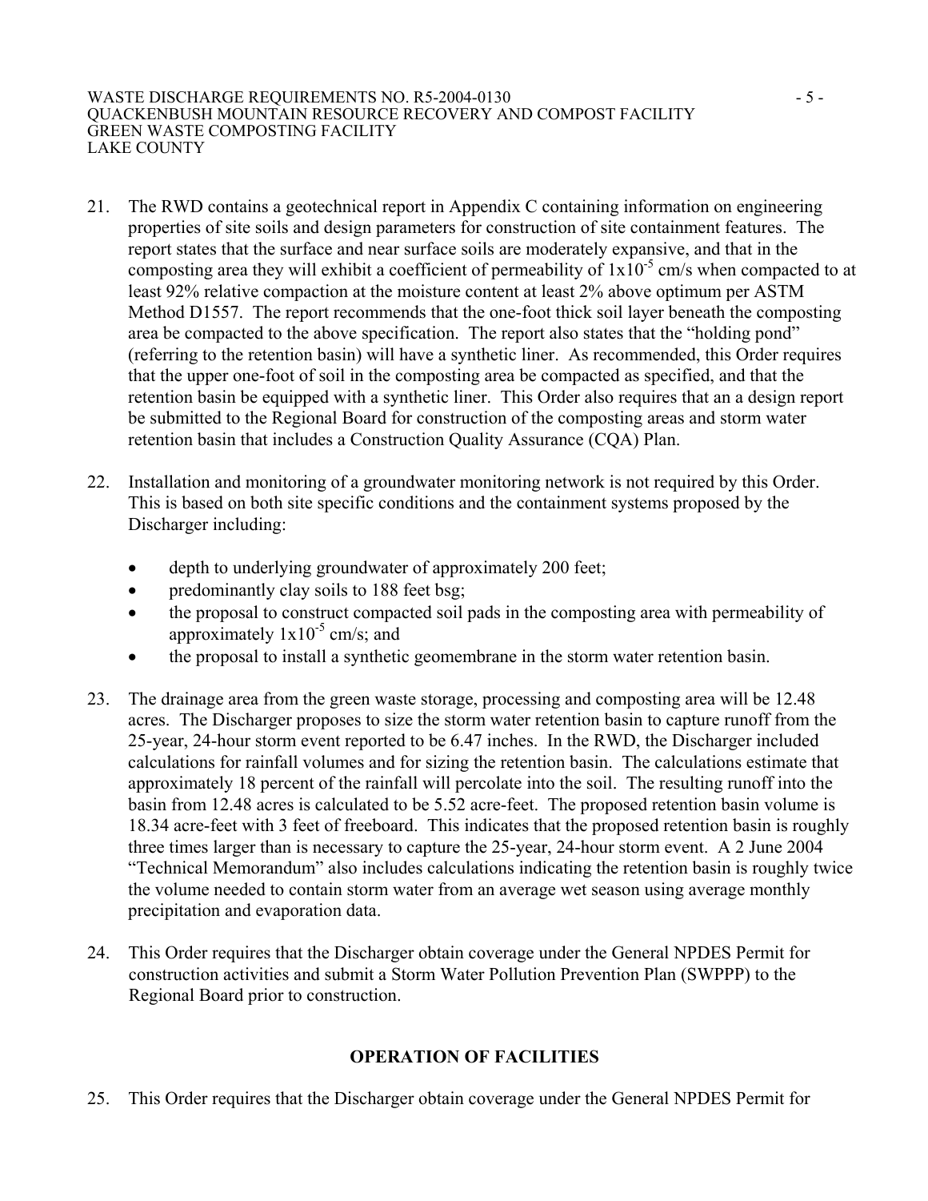21. The RWD contains a geotechnical report in Appendix C containing information on engineering properties of site soils and design parameters for construction of site containment features. The report states that the surface and near surface soils are moderately expansive, and that in the composting area they will exhibit a coefficient of permeability of $1 \times 10^{-5}$ cm/s when compacted to at least 92% relative compaction at the moisture content at least 2% above optimum per ASTM Method D1557. The report recommends that the one-foot thick soil layer beneath the composting area be compacted to the above specification. The report also states that the "holding pond" (referring to the retention basin) will have a synthetic liner. As recommended, this Order requires that the upper one-foot of soil in the composting area be compacted as specified, and that the retention basin be equipped with a synthetic liner. This Order also requires that an a design report be submitted to the Regional Board for construction of the composting areas and storm water retention basin that includes a Construction Quality Assurance (CQA) Plan.

22. Installation and monitoring of a groundwater monitoring network is not required by this Order. This is based on both site specific conditions and the containment systems proposed by the Discharger including:

    - depth to underlying groundwater of approximately 200 feet;
    - predominantly clay soils to 188 feet bsg;
    - the proposal to construct compacted soil pads in the composting area with permeability of approximately $1 \times 10^{-5}$ cm/s; and
    - the proposal to install a synthetic geomembrane in the storm water retention basin.

23. The drainage area from the green waste storage, processing and composting area will be 12.48 acres. The Discharger proposes to size the storm water retention basin to capture runoff from the 25-year, 24-hour storm event reported to be 6.47 inches. In the RWD, the Discharger included calculations for rainfall volumes and for sizing the retention basin. The calculations estimate that approximately 18 percent of the rainfall will percolate into the soil. The resulting runoff into the basin from 12.48 acres is calculated to be 5.52 acre-feet. The proposed retention basin volume is 18.34 acre-feet with 3 feet of freeboard. This indicates that the proposed retention basin is roughly three times larger than is necessary to capture the 25-year, 24-hour storm event. A 2 June 2004 "Technical Memorandum" also includes calculations indicating the retention basin is roughly twice the volume needed to contain storm water from an average wet season using average monthly precipitation and evaporation data.

24. This Order requires that the Discharger obtain coverage under the General NPDES Permit for construction activities and submit a Storm Water Pollution Prevention Plan (SWPPP) to the Regional Board prior to construction.

## OPERATION OF FACILITIES

25. This Order requires that the Discharger obtain coverage under the General NPDES Permit for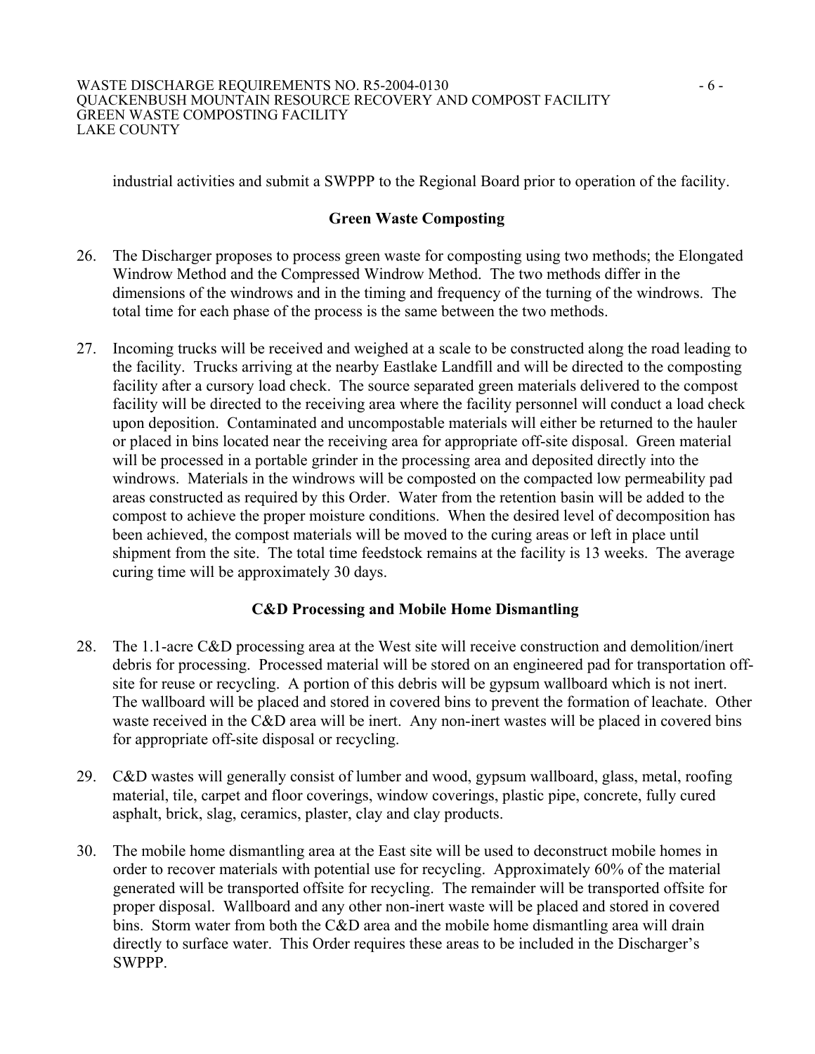industrial activities and submit a SWPPP to the Regional Board prior to operation of the facility.

## Green Waste Composting

26. The Discharger proposes to process green waste for composting using two methods; the Elongated Windrow Method and the Compressed Windrow Method. The two methods differ in the dimensions of the windrows and in the timing and frequency of the turning of the windrows. The total time for each phase of the process is the same between the two methods.

27. Incoming trucks will be received and weighed at a scale to be constructed along the road leading to the facility. Trucks arriving at the nearby Eastlake Landfill and will be directed to the composting facility after a cursory load check. The source separated green materials delivered to the compost facility will be directed to the receiving area where the facility personnel will conduct a load check upon deposition. Contaminated and uncompostable materials will either be returned to the hauler or placed in bins located near the receiving area for appropriate off-site disposal. Green material will be processed in a portable grinder in the processing area and deposited directly into the windrows. Materials in the windrows will be composted on the compacted low permeability pad areas constructed as required by this Order. Water from the retention basin will be added to the compost to achieve the proper moisture conditions. When the desired level of decomposition has been achieved, the compost materials will be moved to the curing areas or left in place until shipment from the site. The total time feedstock remains at the facility is 13 weeks. The average curing time will be approximately 30 days.

## C&D Processing and Mobile Home Dismantling

28. The 1.1-acre C&D processing area at the West site will receive construction and demolition/inert debris for processing. Processed material will be stored on an engineered pad for transportation off-site for reuse or recycling. A portion of this debris will be gypsum wallboard which is not inert. The wallboard will be placed and stored in covered bins to prevent the formation of leachate. Other waste received in the C&D area will be inert. Any non-inert wastes will be placed in covered bins for appropriate off-site disposal or recycling.

29. C&D wastes will generally consist of lumber and wood, gypsum wallboard, glass, metal, roofing material, tile, carpet and floor coverings, window coverings, plastic pipe, concrete, fully cured asphalt, brick, slag, ceramics, plaster, clay and clay products.

30. The mobile home dismantling area at the East site will be used to deconstruct mobile homes in order to recover materials with potential use for recycling. Approximately 60% of the material generated will be transported offsite for recycling. The remainder will be transported offsite for proper disposal. Wallboard and any other non-inert waste will be placed and stored in covered bins. Storm water from both the C&D area and the mobile home dismantling area will drain directly to surface water. This Order requires these areas to be included in the Discharger's SWPPP.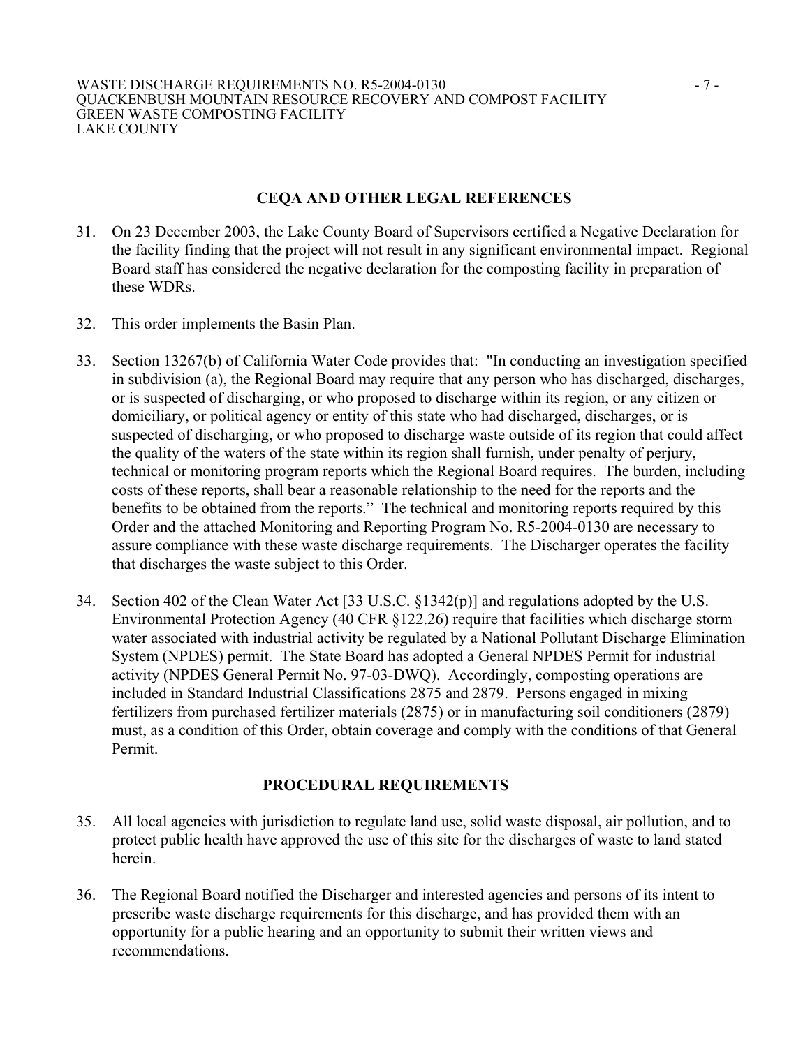## CEQA AND OTHER LEGAL REFERENCES

31. On 23 December 2003, the Lake County Board of Supervisors certified a Negative Declaration for the facility finding that the project will not result in any significant environmental impact. Regional Board staff has considered the negative declaration for the composting facility in preparation of these WDRs.

32. This order implements the Basin Plan.

33. Section 13267(b) of California Water Code provides that: "In conducting an investigation specified in subdivision (a), the Regional Board may require that any person who has discharged, discharges, or is suspected of discharging, or who proposed to discharge within its region, or any citizen or domiciliary, or political agency or entity of this state who had discharged, discharges, or is suspected of discharging, or who proposed to discharge waste outside of its region that could affect the quality of the waters of the state within its region shall furnish, under penalty of perjury, technical or monitoring program reports which the Regional Board requires. The burden, including costs of these reports, shall bear a reasonable relationship to the need for the reports and the benefits to be obtained from the reports." The technical and monitoring reports required by this Order and the attached Monitoring and Reporting Program No. R5-2004-0130 are necessary to assure compliance with these waste discharge requirements. The Discharger operates the facility that discharges the waste subject to this Order.

34. Section 402 of the Clean Water Act [33 U.S.C. §1342(p)] and regulations adopted by the U.S. Environmental Protection Agency (40 CFR §122.26) require that facilities which discharge storm water associated with industrial activity be regulated by a National Pollutant Discharge Elimination System (NPDES) permit. The State Board has adopted a General NPDES Permit for industrial activity (NPDES General Permit No. 97-03-DWQ). Accordingly, composting operations are included in Standard Industrial Classifications 2875 and 2879. Persons engaged in mixing fertilizers from purchased fertilizer materials (2875) or in manufacturing soil conditioners (2879) must, as a condition of this Order, obtain coverage and comply with the conditions of that General Permit.

## PROCEDURAL REQUIREMENTS

35. All local agencies with jurisdiction to regulate land use, solid waste disposal, air pollution, and to protect public health have approved the use of this site for the discharges of waste to land stated herein.

36. The Regional Board notified the Discharger and interested agencies and persons of its intent to prescribe waste discharge requirements for this discharge, and has provided them with an opportunity for a public hearing and an opportunity to submit their written views and recommendations.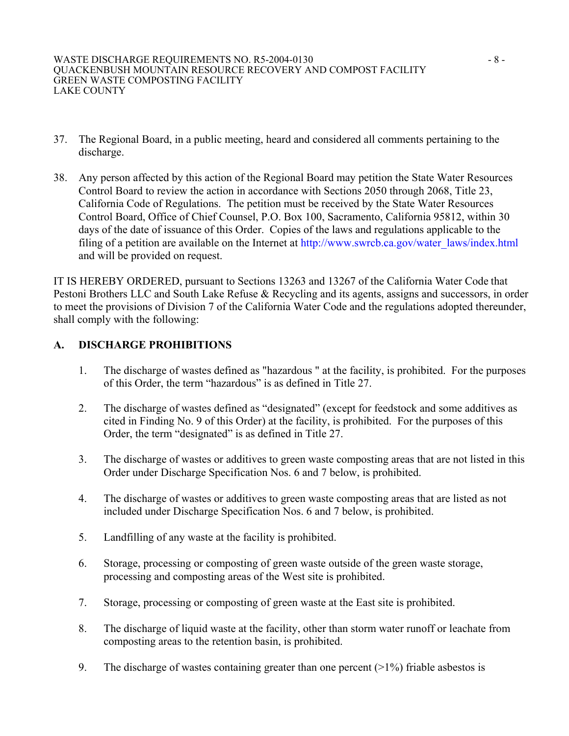37. The Regional Board, in a public meeting, heard and considered all comments pertaining to the discharge.

38. Any person affected by this action of the Regional Board may petition the State Water Resources Control Board to review the action in accordance with Sections 2050 through 2068, Title 23, California Code of Regulations. The petition must be received by the State Water Resources Control Board, Office of Chief Counsel, P.O. Box 100, Sacramento, California 95812, within 30 days of the date of issuance of this Order. Copies of the laws and regulations applicable to the filing of a petition are available on the Internet at http://www.swrcb.ca.gov/water_laws/index.html and will be provided on request.

IT IS HEREBY ORDERED, pursuant to Sections 13263 and 13267 of the California Water Code that Pestoni Brothers LLC and South Lake Refuse & Recycling and its agents, assigns and successors, in order to meet the provisions of Division 7 of the California Water Code and the regulations adopted thereunder, shall comply with the following:

## A. DISCHARGE PROHIBITIONS

1. The discharge of wastes defined as "hazardous " at the facility, is prohibited. For the purposes of this Order, the term “hazardous” is as defined in Title 27.

2. The discharge of wastes defined as “designated” (except for feedstock and some additives as cited in Finding No. 9 of this Order) at the facility, is prohibited. For the purposes of this Order, the term “designated” is as defined in Title 27.

3. The discharge of wastes or additives to green waste composting areas that are not listed in this Order under Discharge Specification Nos. 6 and 7 below, is prohibited.

4. The discharge of wastes or additives to green waste composting areas that are listed as not included under Discharge Specification Nos. 6 and 7 below, is prohibited.

5. Landfilling of any waste at the facility is prohibited.

6. Storage, processing or composting of green waste outside of the green waste storage, processing and composting areas of the West site is prohibited.

7. Storage, processing or composting of green waste at the East site is prohibited.

8. The discharge of liquid waste at the facility, other than storm water runoff or leachate from composting areas to the retention basin, is prohibited.

9. The discharge of wastes containing greater than one percent (>1%) friable asbestos is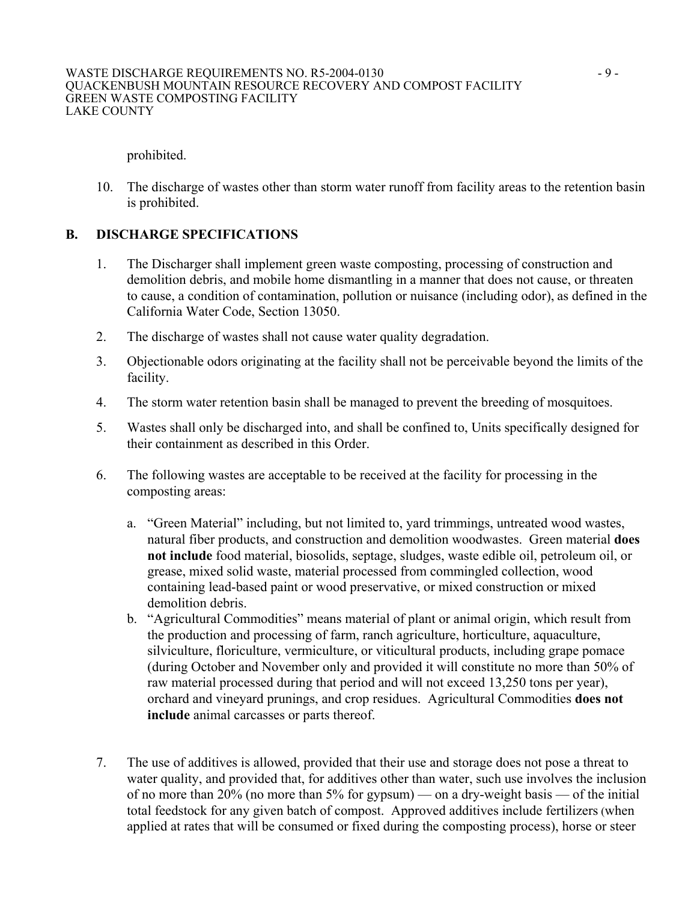prohibited.

10. The discharge of wastes other than storm water runoff from facility areas to the retention basin is prohibited.

## B. DISCHARGE SPECIFICATIONS

1. The Discharger shall implement green waste composting, processing of construction and demolition debris, and mobile home dismantling in a manner that does not cause, or threaten to cause, a condition of contamination, pollution or nuisance (including odor), as defined in the California Water Code, Section 13050.

2. The discharge of wastes shall not cause water quality degradation.

3. Objectionable odors originating at the facility shall not be perceivable beyond the limits of the facility.

4. The storm water retention basin shall be managed to prevent the breeding of mosquitoes.

5. Wastes shall only be discharged into, and shall be confined to, Units specifically designed for their containment as described in this Order.

6. The following wastes are acceptable to be received at the facility for processing in the composting areas:

   a. "Green Material" including, but not limited to, yard trimmings, untreated wood wastes, natural fiber products, and construction and demolition woodwastes. Green material **does not include** food material, biosolids, septage, sludges, waste edible oil, petroleum oil, or grease, mixed solid waste, material processed from commingled collection, wood containing lead-based paint or wood preservative, or mixed construction or mixed demolition debris.

   b. "Agricultural Commodities" means material of plant or animal origin, which result from the production and processing of farm, ranch agriculture, horticulture, aquaculture, silviculture, floriculture, vermiculture, or viticultural products, including grape pomace (during October and November only and provided it will constitute no more than 50% of raw material processed during that period and will not exceed 13,250 tons per year), orchard and vineyard prunings, and crop residues. Agricultural Commodities **does not include** animal carcasses or parts thereof.

7. The use of additives is allowed, provided that their use and storage does not pose a threat to water quality, and provided that, for additives other than water, such use involves the inclusion of no more than 20% (no more than 5% for gypsum) — on a dry-weight basis — of the initial total feedstock for any given batch of compost. Approved additives include fertilizers (when applied at rates that will be consumed or fixed during the composting process), horse or steer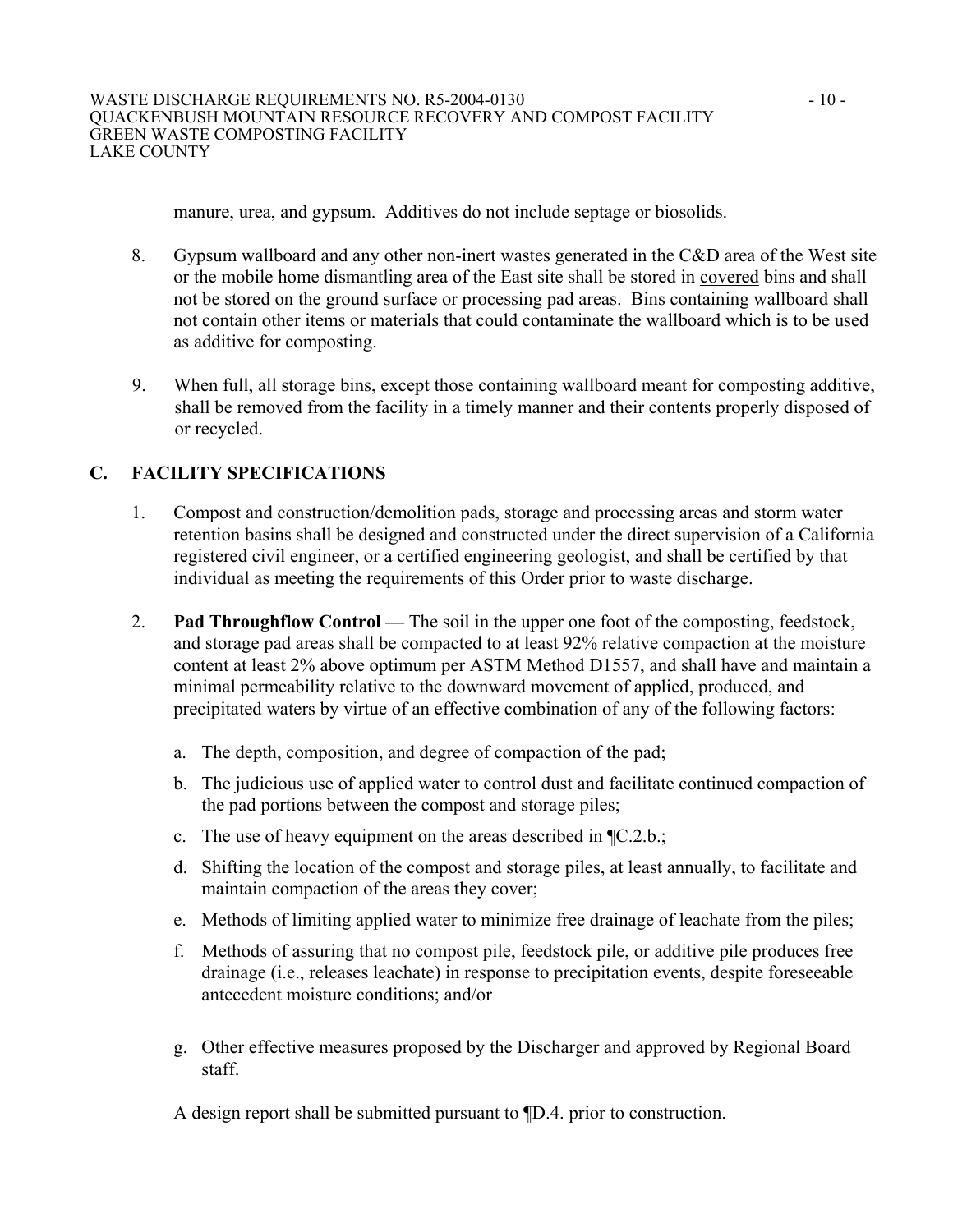manure, urea, and gypsum. Additives do not include septage or biosolids.

8. Gypsum wallboard and any other non-inert wastes generated in the C&D area of the West site or the mobile home dismantling area of the East site shall be stored in <u>covered</u> bins and shall not be stored on the ground surface or processing pad areas. Bins containing wallboard shall not contain other items or materials that could contaminate the wallboard which is to be used as additive for composting.

9. When full, all storage bins, except those containing wallboard meant for composting additive, shall be removed from the facility in a timely manner and their contents properly disposed of or recycled.

## C. FACILITY SPECIFICATIONS

1. Compost and construction/demolition pads, storage and processing areas and storm water retention basins shall be designed and constructed under the direct supervision of a California registered civil engineer, or a certified engineering geologist, and shall be certified by that individual as meeting the requirements of this Order prior to waste discharge.

2. **Pad Throughflow Control —** The soil in the upper one foot of the composting, feedstock, and storage pad areas shall be compacted to at least 92% relative compaction at the moisture content at least 2% above optimum per ASTM Method D1557, and shall have and maintain a minimal permeability relative to the downward movement of applied, produced, and precipitated waters by virtue of an effective combination of any of the following factors:

   a. The depth, composition, and degree of compaction of the pad;

   b. The judicious use of applied water to control dust and facilitate continued compaction of the pad portions between the compost and storage piles;

   c. The use of heavy equipment on the areas described in ¶C.2.b.;

   d. Shifting the location of the compost and storage piles, at least annually, to facilitate and maintain compaction of the areas they cover;

   e. Methods of limiting applied water to minimize free drainage of leachate from the piles;

   f. Methods of assuring that no compost pile, feedstock pile, or additive pile produces free drainage (i.e., releases leachate) in response to precipitation events, despite foreseeable antecedent moisture conditions; and/or

   g. Other effective measures proposed by the Discharger and approved by Regional Board staff.

   A design report shall be submitted pursuant to ¶D.4. prior to construction.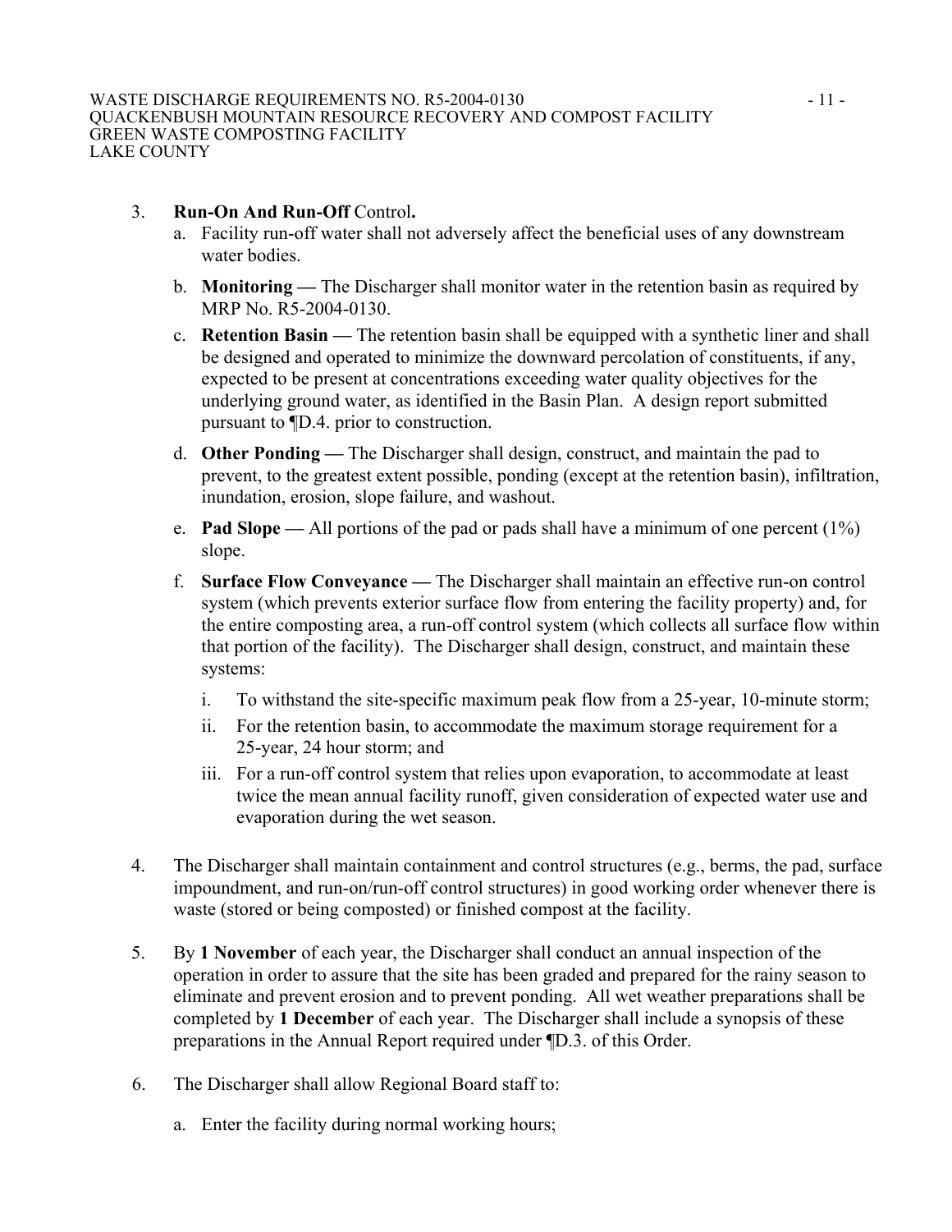3. **Run-On And Run-Off** Control**.**
   a. Facility run-off water shall not adversely affect the beneficial uses of any downstream water bodies.
   b. **Monitoring —** The Discharger shall monitor water in the retention basin as required by MRP No. R5-2004-0130.
   c. **Retention Basin —** The retention basin shall be equipped with a synthetic liner and shall be designed and operated to minimize the downward percolation of constituents, if any, expected to be present at concentrations exceeding water quality objectives for the underlying ground water, as identified in the Basin Plan. A design report submitted pursuant to ¶D.4. prior to construction.
   d. **Other Ponding —** The Discharger shall design, construct, and maintain the pad to prevent, to the greatest extent possible, ponding (except at the retention basin), infiltration, inundation, erosion, slope failure, and washout.
   e. **Pad Slope —** All portions of the pad or pads shall have a minimum of one percent (1%) slope.
   f. **Surface Flow Conveyance —** The Discharger shall maintain an effective run-on control system (which prevents exterior surface flow from entering the facility property) and, for the entire composting area, a run-off control system (which collects all surface flow within that portion of the facility). The Discharger shall design, construct, and maintain these systems:
      i. To withstand the site-specific maximum peak flow from a 25-year, 10-minute storm;
      ii. For the retention basin, to accommodate the maximum storage requirement for a 25-year, 24 hour storm; and
      iii. For a run-off control system that relies upon evaporation, to accommodate at least twice the mean annual facility runoff, given consideration of expected water use and evaporation during the wet season.

4. The Discharger shall maintain containment and control structures (e.g., berms, the pad, surface impoundment, and run-on/run-off control structures) in good working order whenever there is waste (stored or being composted) or finished compost at the facility.

5. By **1 November** of each year, the Discharger shall conduct an annual inspection of the operation in order to assure that the site has been graded and prepared for the rainy season to eliminate and prevent erosion and to prevent ponding. All wet weather preparations shall be completed by **1 December** of each year. The Discharger shall include a synopsis of these preparations in the Annual Report required under ¶D.3. of this Order.

6. The Discharger shall allow Regional Board staff to:
   a. Enter the facility during normal working hours;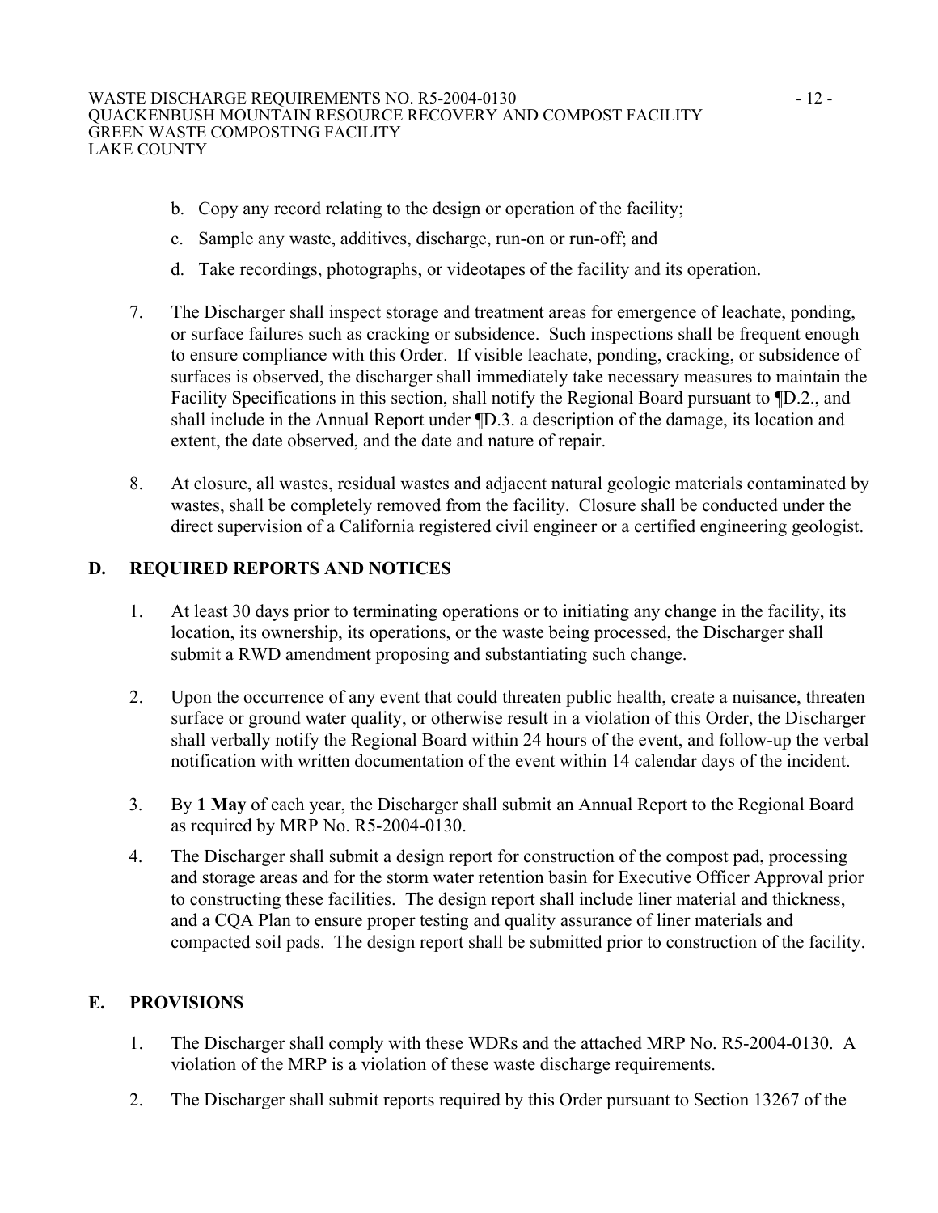b. Copy any record relating to the design or operation of the facility;

c. Sample any waste, additives, discharge, run-on or run-off; and

d. Take recordings, photographs, or videotapes of the facility and its operation.

7. The Discharger shall inspect storage and treatment areas for emergence of leachate, ponding, or surface failures such as cracking or subsidence. Such inspections shall be frequent enough to ensure compliance with this Order. If visible leachate, ponding, cracking, or subsidence of surfaces is observed, the discharger shall immediately take necessary measures to maintain the Facility Specifications in this section, shall notify the Regional Board pursuant to ¶D.2., and shall include in the Annual Report under ¶D.3. a description of the damage, its location and extent, the date observed, and the date and nature of repair.

8. At closure, all wastes, residual wastes and adjacent natural geologic materials contaminated by wastes, shall be completely removed from the facility. Closure shall be conducted under the direct supervision of a California registered civil engineer or a certified engineering geologist.

## D. REQUIRED REPORTS AND NOTICES

1. At least 30 days prior to terminating operations or to initiating any change in the facility, its location, its ownership, its operations, or the waste being processed, the Discharger shall submit a RWD amendment proposing and substantiating such change.

2. Upon the occurrence of any event that could threaten public health, create a nuisance, threaten surface or ground water quality, or otherwise result in a violation of this Order, the Discharger shall verbally notify the Regional Board within 24 hours of the event, and follow-up the verbal notification with written documentation of the event within 14 calendar days of the incident.

3. By **1 May** of each year, the Discharger shall submit an Annual Report to the Regional Board as required by MRP No. R5-2004-0130.

4. The Discharger shall submit a design report for construction of the compost pad, processing and storage areas and for the storm water retention basin for Executive Officer Approval prior to constructing these facilities. The design report shall include liner material and thickness, and a CQA Plan to ensure proper testing and quality assurance of liner materials and compacted soil pads. The design report shall be submitted prior to construction of the facility.

## E. PROVISIONS

1. The Discharger shall comply with these WDRs and the attached MRP No. R5-2004-0130. A violation of the MRP is a violation of these waste discharge requirements.

2. The Discharger shall submit reports required by this Order pursuant to Section 13267 of the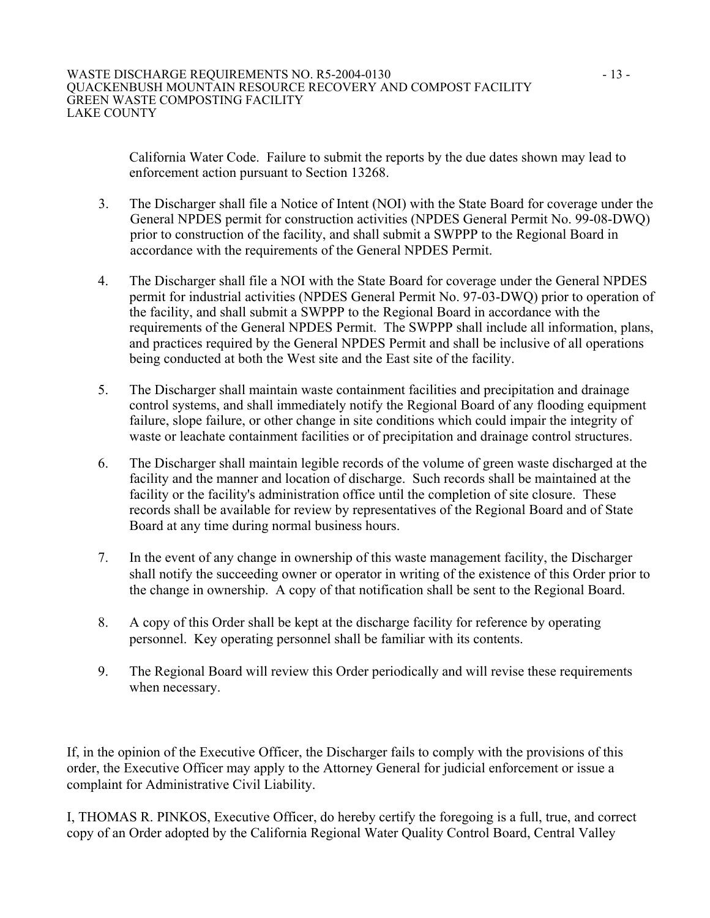California Water Code. Failure to submit the reports by the due dates shown may lead to enforcement action pursuant to Section 13268.

3. The Discharger shall file a Notice of Intent (NOI) with the State Board for coverage under the General NPDES permit for construction activities (NPDES General Permit No. 99-08-DWQ) prior to construction of the facility, and shall submit a SWPPP to the Regional Board in accordance with the requirements of the General NPDES Permit.

4. The Discharger shall file a NOI with the State Board for coverage under the General NPDES permit for industrial activities (NPDES General Permit No. 97-03-DWQ) prior to operation of the facility, and shall submit a SWPPP to the Regional Board in accordance with the requirements of the General NPDES Permit. The SWPPP shall include all information, plans, and practices required by the General NPDES Permit and shall be inclusive of all operations being conducted at both the West site and the East site of the facility.

5. The Discharger shall maintain waste containment facilities and precipitation and drainage control systems, and shall immediately notify the Regional Board of any flooding equipment failure, slope failure, or other change in site conditions which could impair the integrity of waste or leachate containment facilities or of precipitation and drainage control structures.

6. The Discharger shall maintain legible records of the volume of green waste discharged at the facility and the manner and location of discharge. Such records shall be maintained at the facility or the facility's administration office until the completion of site closure. These records shall be available for review by representatives of the Regional Board and of State Board at any time during normal business hours.

7. In the event of any change in ownership of this waste management facility, the Discharger shall notify the succeeding owner or operator in writing of the existence of this Order prior to the change in ownership. A copy of that notification shall be sent to the Regional Board.

8. A copy of this Order shall be kept at the discharge facility for reference by operating personnel. Key operating personnel shall be familiar with its contents.

9. The Regional Board will review this Order periodically and will revise these requirements when necessary.

If, in the opinion of the Executive Officer, the Discharger fails to comply with the provisions of this order, the Executive Officer may apply to the Attorney General for judicial enforcement or issue a complaint for Administrative Civil Liability.

I, THOMAS R. PINKOS, Executive Officer, do hereby certify the foregoing is a full, true, and correct copy of an Order adopted by the California Regional Water Quality Control Board, Central Valley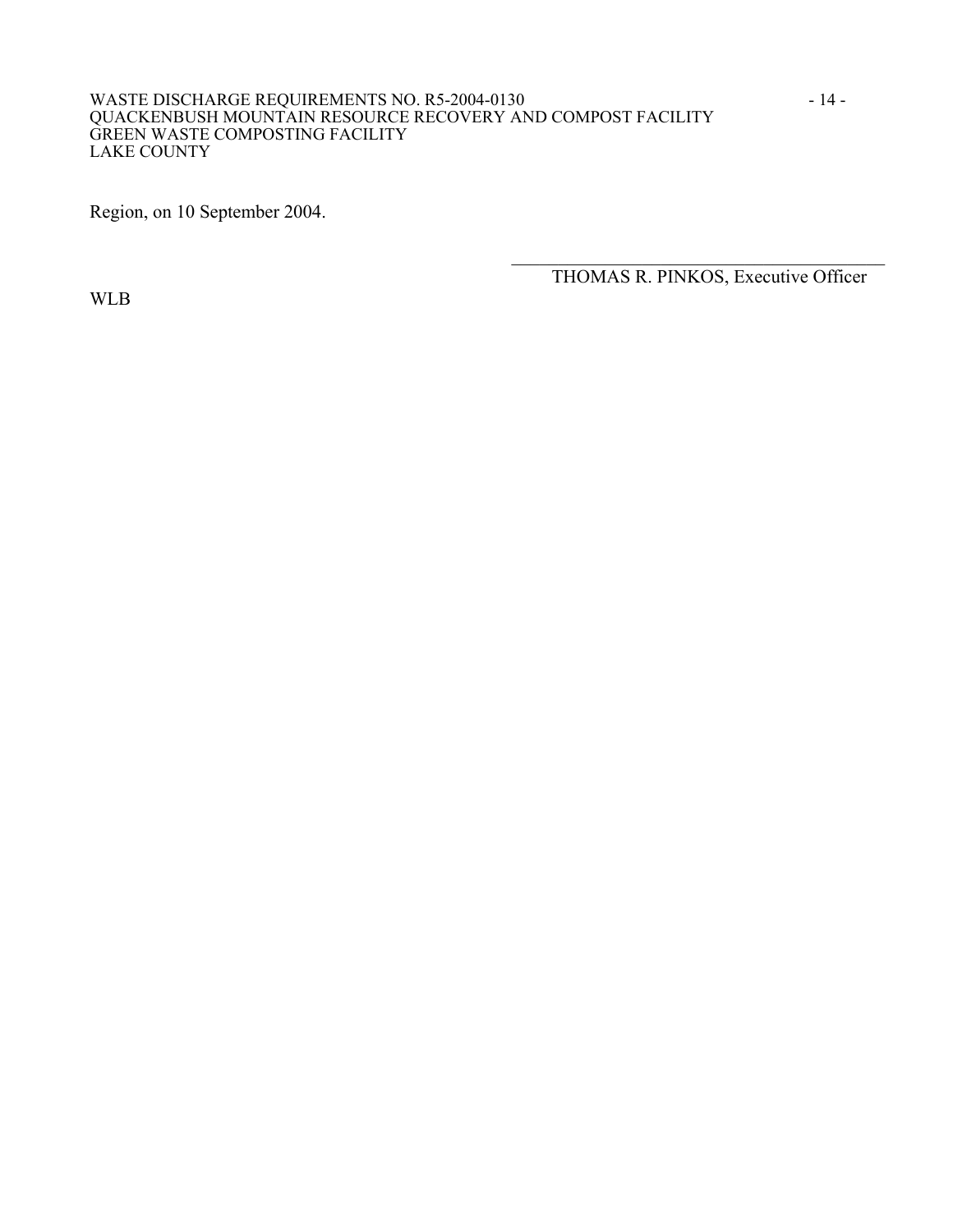Region, on 10 September 2004.

\_\_\_\_\_\_\_\_\_\_\_\_\_\_\_\_\_\_\_\_\_\_\_\_\_\_\_\_\_\_\_\_\_\_\_\_\_\_\_\_

THOMAS R. PINKOS, Executive Officer

WLB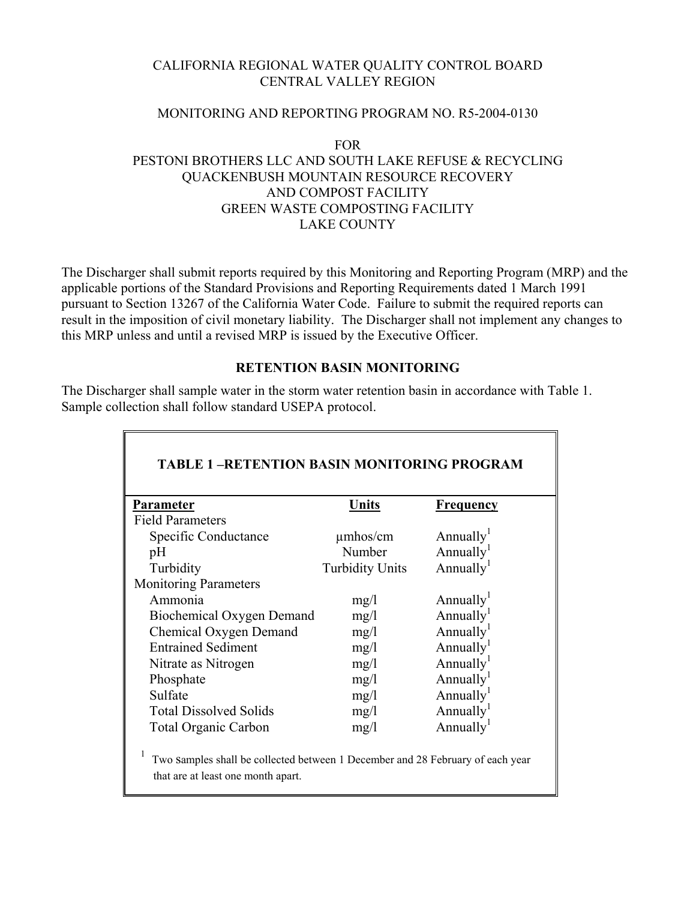CALIFORNIA REGIONAL WATER QUALITY CONTROL BOARD
CENTRAL VALLEY REGION

MONITORING AND REPORTING PROGRAM NO. R5-2004-0130

FOR
PESTONI BROTHERS LLC AND SOUTH LAKE REFUSE & RECYCLING
QUACKENBUSH MOUNTAIN RESOURCE RECOVERY
AND COMPOST FACILITY
GREEN WASTE COMPOSTING FACILITY
LAKE COUNTY

The Discharger shall submit reports required by this Monitoring and Reporting Program (MRP) and the applicable portions of the Standard Provisions and Reporting Requirements dated 1 March 1991 pursuant to Section 13267 of the California Water Code. Failure to submit the required reports can result in the imposition of civil monetary liability. The Discharger shall not implement any changes to this MRP unless and until a revised MRP is issued by the Executive Officer.

## RETENTION BASIN MONITORING

The Discharger shall sample water in the storm water retention basin in accordance with Table 1. Sample collection shall follow standard USEPA protocol.

**TABLE 1 –RETENTION BASIN MONITORING PROGRAM**

| Parameter | Units | Frequency |
|---|---|---|
| Field Parameters | | |
| Specific Conductance | µmhos/cm | Annually[1] |
| pH | Number | Annually[1] |
| Turbidity | Turbidity Units | Annually[1] |
| Monitoring Parameters | | |
| Ammonia | mg/l | Annually[1] |
| Biochemical Oxygen Demand | mg/l | Annually[1] |
| Chemical Oxygen Demand | mg/l | Annually[1] |
| Entrained Sediment | mg/l | Annually[1] |
| Nitrate as Nitrogen | mg/l | Annually[1] |
| Phosphate | mg/l | Annually[1] |
| Sulfate | mg/l | Annually[1] |
| Total Dissolved Solids | mg/l | Annually[1] |
| Total Organic Carbon | mg/l | Annually[1] |

[1] Two samples shall be collected between 1 December and 28 February of each year that are at least one month apart.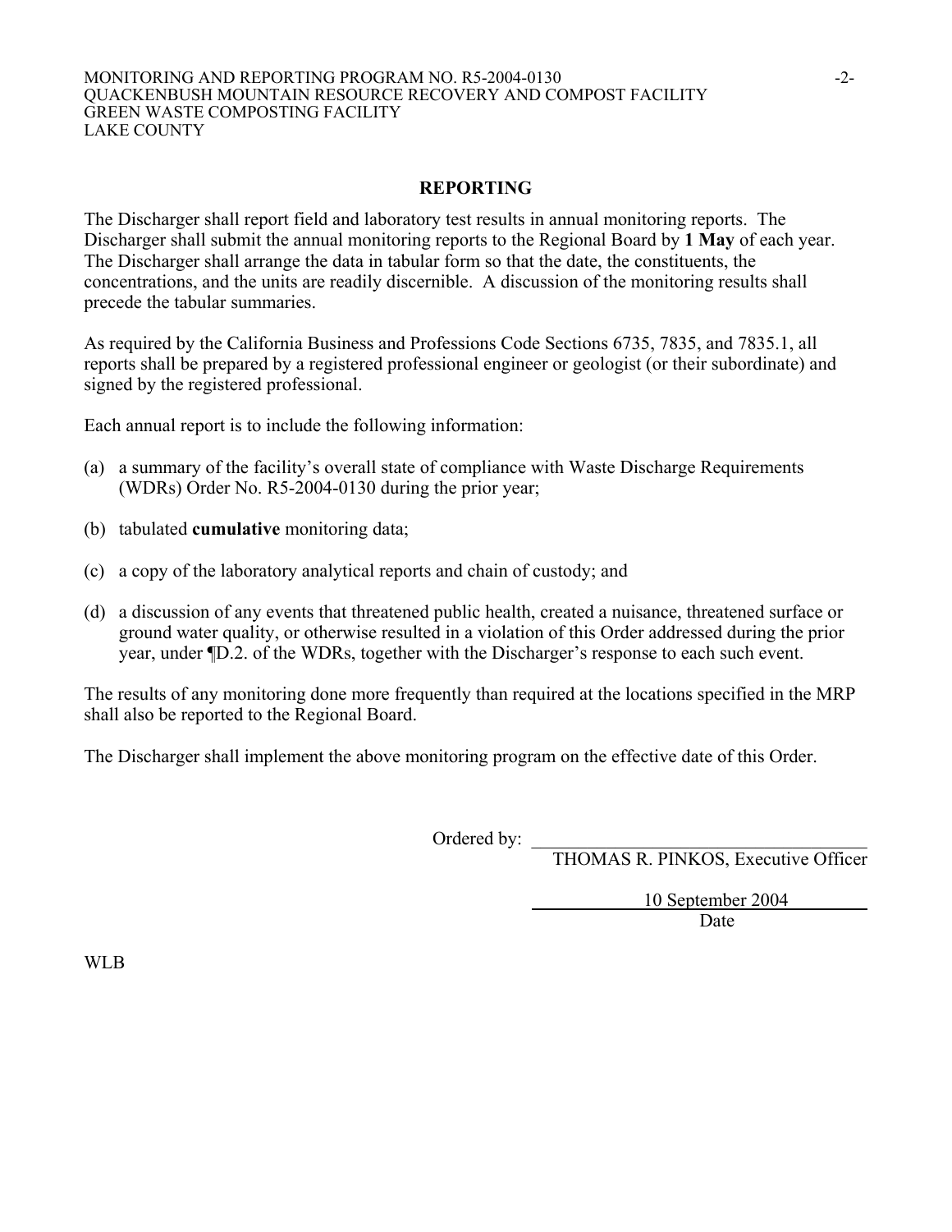## REPORTING

The Discharger shall report field and laboratory test results in annual monitoring reports. The Discharger shall submit the annual monitoring reports to the Regional Board by **1 May** of each year. The Discharger shall arrange the data in tabular form so that the date, the constituents, the concentrations, and the units are readily discernible. A discussion of the monitoring results shall precede the tabular summaries.

As required by the California Business and Professions Code Sections 6735, 7835, and 7835.1, all reports shall be prepared by a registered professional engineer or geologist (or their subordinate) and signed by the registered professional.

Each annual report is to include the following information:

(a) a summary of the facility's overall state of compliance with Waste Discharge Requirements (WDRs) Order No. R5-2004-0130 during the prior year;

(b) tabulated **cumulative** monitoring data;

(c) a copy of the laboratory analytical reports and chain of custody; and

(d) a discussion of any events that threatened public health, created a nuisance, threatened surface or ground water quality, or otherwise resulted in a violation of this Order addressed during the prior year, under ¶D.2. of the WDRs, together with the Discharger's response to each such event.

The results of any monitoring done more frequently than required at the locations specified in the MRP shall also be reported to the Regional Board.

The Discharger shall implement the above monitoring program on the effective date of this Order.

Ordered by: ______________________________
THOMAS R. PINKOS, Executive Officer

10 September 2004
Date

WLB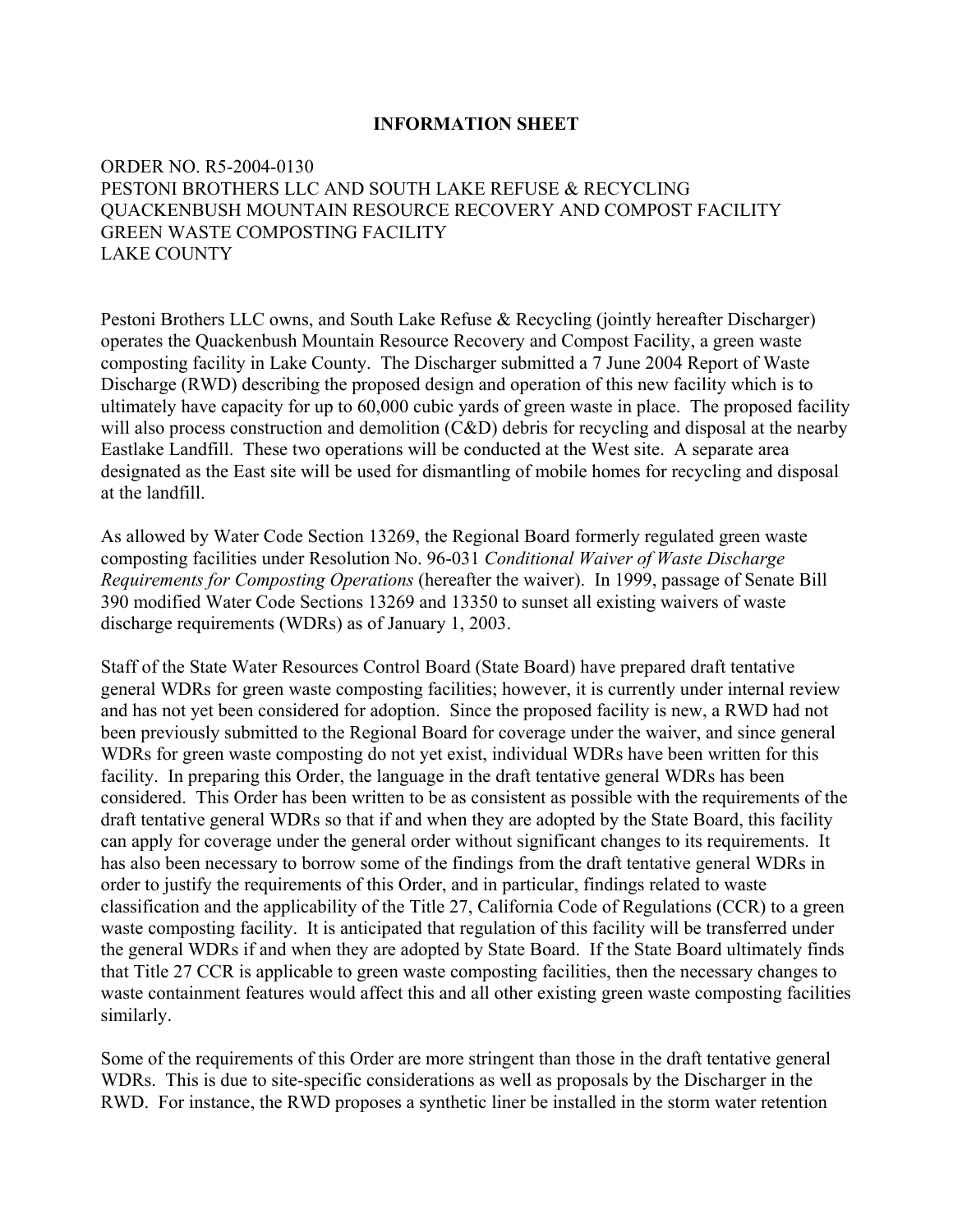**INFORMATION SHEET**

ORDER NO. R5-2004-0130
PESTONI BROTHERS LLC AND SOUTH LAKE REFUSE & RECYCLING
QUACKENBUSH MOUNTAIN RESOURCE RECOVERY AND COMPOST FACILITY
GREEN WASTE COMPOSTING FACILITY
LAKE COUNTY

Pestoni Brothers LLC owns, and South Lake Refuse & Recycling (jointly hereafter Discharger) operates the Quackenbush Mountain Resource Recovery and Compost Facility, a green waste composting facility in Lake County. The Discharger submitted a 7 June 2004 Report of Waste Discharge (RWD) describing the proposed design and operation of this new facility which is to ultimately have capacity for up to 60,000 cubic yards of green waste in place. The proposed facility will also process construction and demolition (C&D) debris for recycling and disposal at the nearby Eastlake Landfill. These two operations will be conducted at the West site. A separate area designated as the East site will be used for dismantling of mobile homes for recycling and disposal at the landfill.

As allowed by Water Code Section 13269, the Regional Board formerly regulated green waste composting facilities under Resolution No. 96-031 *Conditional Waiver of Waste Discharge Requirements for Composting Operations* (hereafter the waiver). In 1999, passage of Senate Bill 390 modified Water Code Sections 13269 and 13350 to sunset all existing waivers of waste discharge requirements (WDRs) as of January 1, 2003.

Staff of the State Water Resources Control Board (State Board) have prepared draft tentative general WDRs for green waste composting facilities; however, it is currently under internal review and has not yet been considered for adoption. Since the proposed facility is new, a RWD had not been previously submitted to the Regional Board for coverage under the waiver, and since general WDRs for green waste composting do not yet exist, individual WDRs have been written for this facility. In preparing this Order, the language in the draft tentative general WDRs has been considered. This Order has been written to be as consistent as possible with the requirements of the draft tentative general WDRs so that if and when they are adopted by the State Board, this facility can apply for coverage under the general order without significant changes to its requirements. It has also been necessary to borrow some of the findings from the draft tentative general WDRs in order to justify the requirements of this Order, and in particular, findings related to waste classification and the applicability of the Title 27, California Code of Regulations (CCR) to a green waste composting facility. It is anticipated that regulation of this facility will be transferred under the general WDRs if and when they are adopted by State Board. If the State Board ultimately finds that Title 27 CCR is applicable to green waste composting facilities, then the necessary changes to waste containment features would affect this and all other existing green waste composting facilities similarly.

Some of the requirements of this Order are more stringent than those in the draft tentative general WDRs. This is due to site-specific considerations as well as proposals by the Discharger in the RWD. For instance, the RWD proposes a synthetic liner be installed in the storm water retention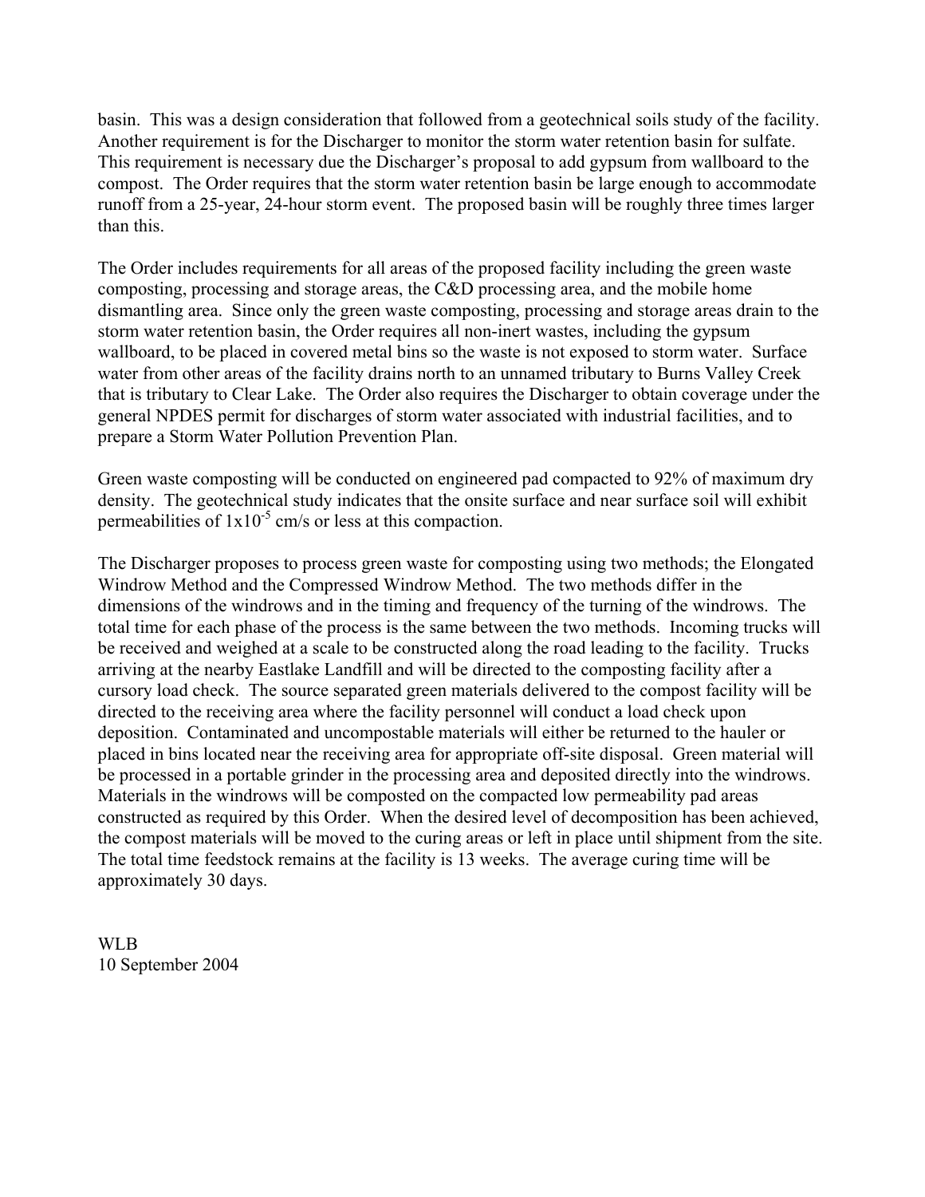basin. This was a design consideration that followed from a geotechnical soils study of the facility. Another requirement is for the Discharger to monitor the storm water retention basin for sulfate. This requirement is necessary due the Discharger's proposal to add gypsum from wallboard to the compost. The Order requires that the storm water retention basin be large enough to accommodate runoff from a 25-year, 24-hour storm event. The proposed basin will be roughly three times larger than this.

The Order includes requirements for all areas of the proposed facility including the green waste composting, processing and storage areas, the C&D processing area, and the mobile home dismantling area. Since only the green waste composting, processing and storage areas drain to the storm water retention basin, the Order requires all non-inert wastes, including the gypsum wallboard, to be placed in covered metal bins so the waste is not exposed to storm water. Surface water from other areas of the facility drains north to an unnamed tributary to Burns Valley Creek that is tributary to Clear Lake. The Order also requires the Discharger to obtain coverage under the general NPDES permit for discharges of storm water associated with industrial facilities, and to prepare a Storm Water Pollution Prevention Plan.

Green waste composting will be conducted on engineered pad compacted to 92% of maximum dry density. The geotechnical study indicates that the onsite surface and near surface soil will exhibit permeabilities of $1x10^{-5}$ cm/s or less at this compaction.

The Discharger proposes to process green waste for composting using two methods; the Elongated Windrow Method and the Compressed Windrow Method. The two methods differ in the dimensions of the windrows and in the timing and frequency of the turning of the windrows. The total time for each phase of the process is the same between the two methods. Incoming trucks will be received and weighed at a scale to be constructed along the road leading to the facility. Trucks arriving at the nearby Eastlake Landfill and will be directed to the composting facility after a cursory load check. The source separated green materials delivered to the compost facility will be directed to the receiving area where the facility personnel will conduct a load check upon deposition. Contaminated and uncompostable materials will either be returned to the hauler or placed in bins located near the receiving area for appropriate off-site disposal. Green material will be processed in a portable grinder in the processing area and deposited directly into the windrows. Materials in the windrows will be composted on the compacted low permeability pad areas constructed as required by this Order. When the desired level of decomposition has been achieved, the compost materials will be moved to the curing areas or left in place until shipment from the site. The total time feedstock remains at the facility is 13 weeks. The average curing time will be approximately 30 days.

WLB
10 September 2004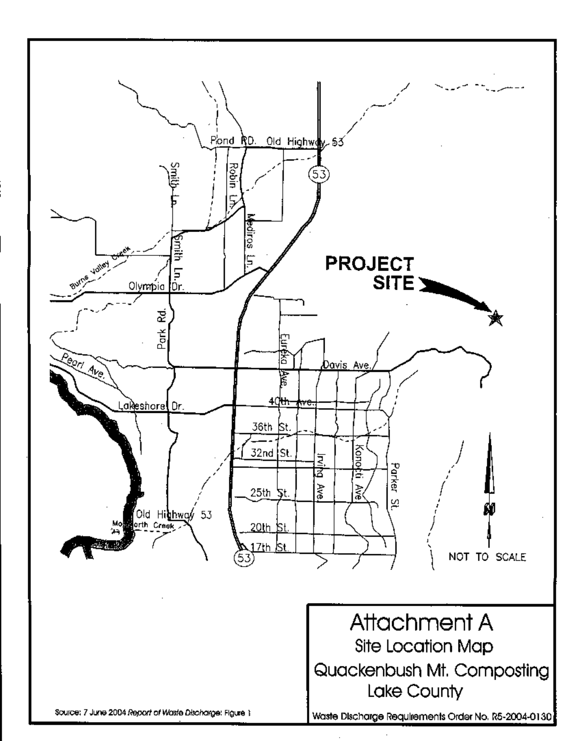# Attachment A

## Site Location Map

### Quackenbush Mt. Composting

### Lake County

Waste Discharge Requirements Order No. R5-2004-0130

Source: 7 June 2004 *Report of Waste Discharge*: Figure 1

PROJECT SITE

NOT TO SCALE

Pond RD. Old Highway 53

53

Smith Ln.

Robin Ln.

Mediros Ln.

Burns Valley Creek

Olympia Dr.

Park Rd.

Eureka Ave.

Davis Ave.

Pearl Ave.

Lakeshore Dr.

40th Ave.

36th St.

32nd St.

25th St.

20th St.

17th St.

Irving Ave.

Konocti Ave.

Parker St.

Old Highway 53

Molesworth Creek

N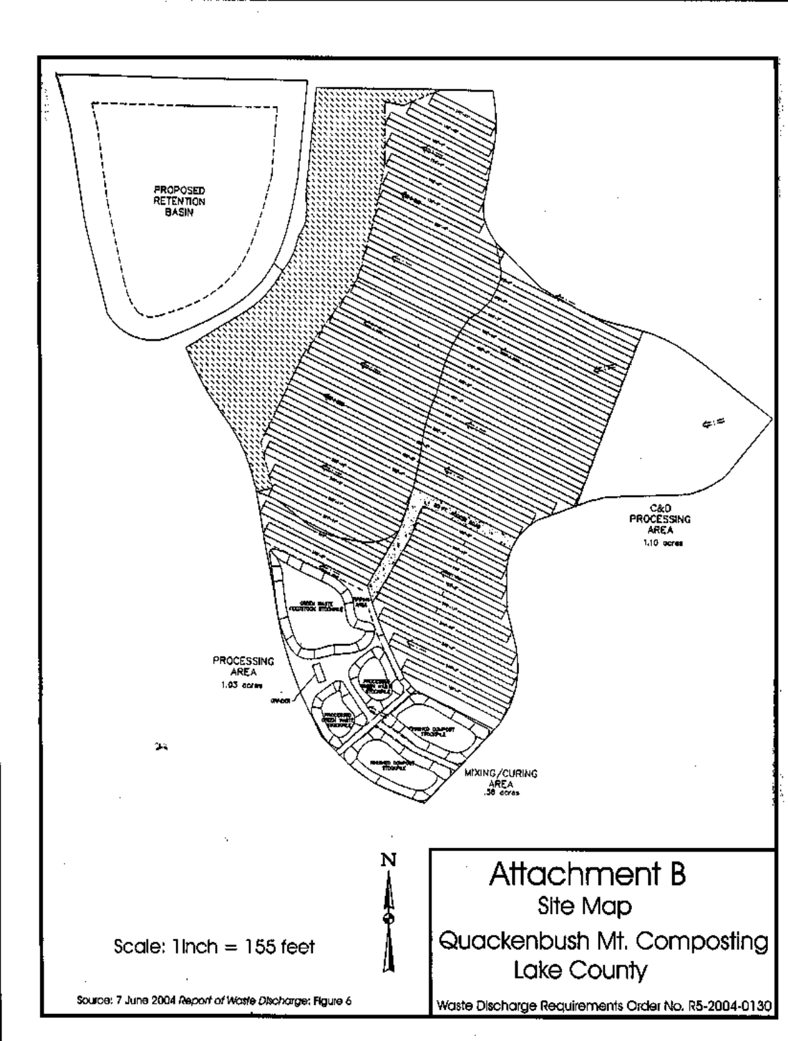PROPOSED RETENTION BASIN

C&D PROCESSING AREA
1.10 acres

PROCESSING AREA
1.03 acres

MIXING/CURING AREA
.58 acres

N

Scale: 1inch = 155 feet

Source: 7 June 2004 *Report of Waste Discharge*: Figure 6

# Attachment B

## Site Map

## Quackenbush Mt. Composting Lake County

Waste Discharge Requirements Order No. R5-2004-0130